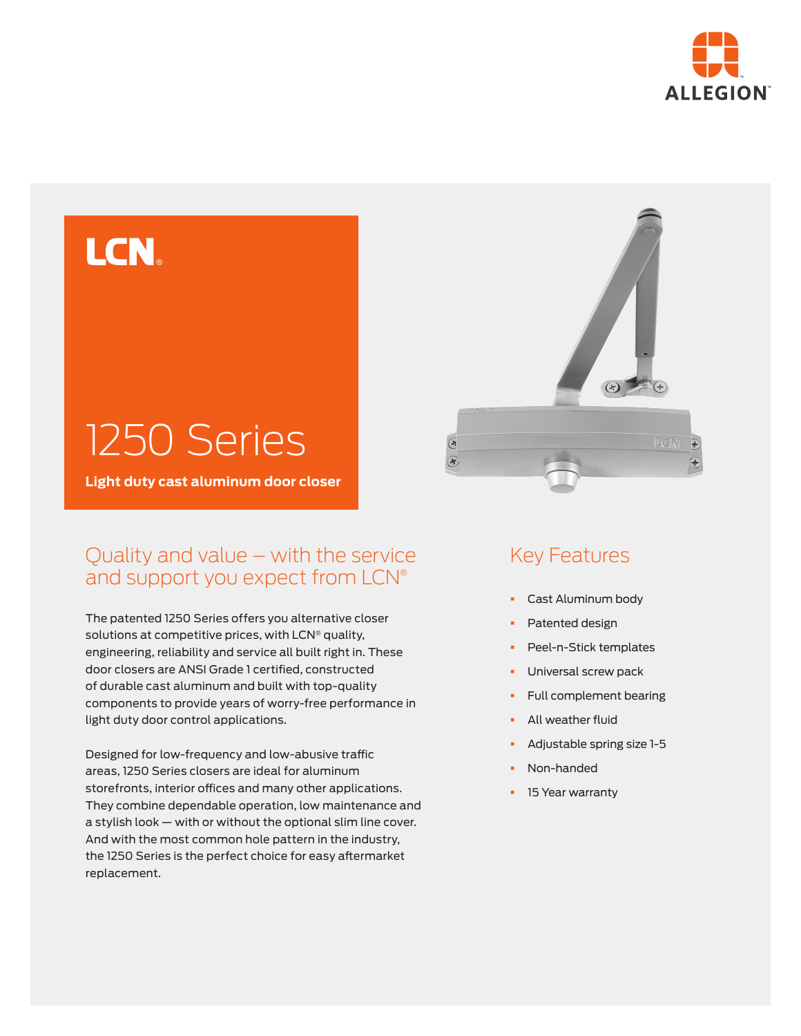ALLEGION

LCN®

# 1250 Series

**Light duty cast aluminum door closer**

## Quality and value – with the service and support you expect from LCN®

The patented 1250 Series offers you alternative closer solutions at competitive prices, with LCN® quality, engineering, reliability and service all built right in. These door closers are ANSI Grade 1 certified, constructed of durable cast aluminum and built with top-quality components to provide years of worry-free performance in light duty door control applications.

Designed for low-frequency and low-abusive traffic areas, 1250 Series closers are ideal for aluminum storefronts, interior offices and many other applications. They combine dependable operation, low maintenance and a stylish look — with or without the optional slim line cover. And with the most common hole pattern in the industry, the 1250 Series is the perfect choice for easy aftermarket replacement.

## Key Features

- Cast Aluminum body
- Patented design
- Peel-n-Stick templates
- Universal screw pack
- Full complement bearing
- All weather fluid
- Adjustable spring size 1-5
- Non-handed
- 15 Year warranty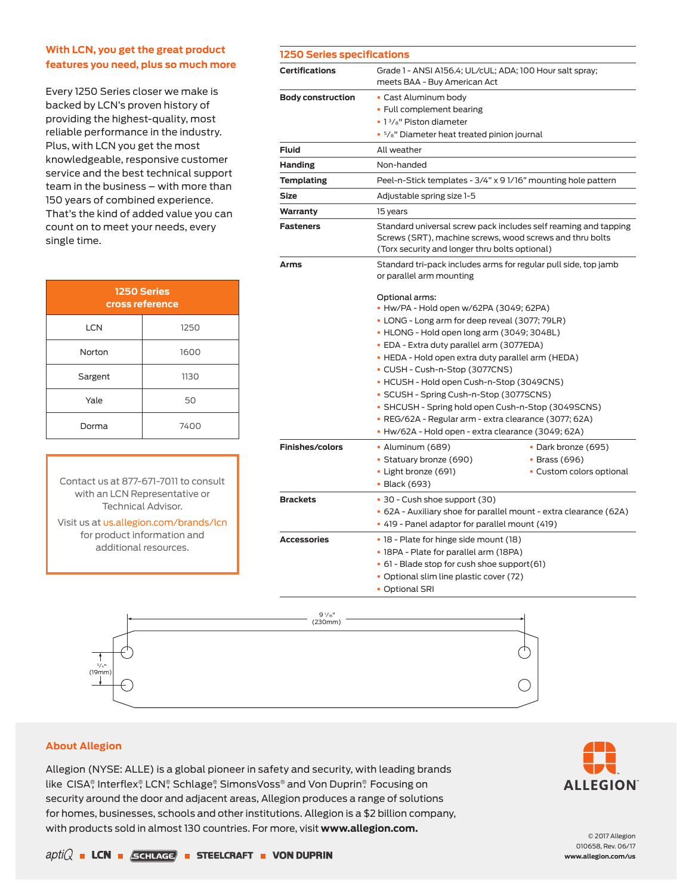## With LCN, you get the great product features you need, plus so much more

Every 1250 Series closer we make is backed by LCN's proven history of providing the highest-quality, most reliable performance in the industry. Plus, with LCN you get the most knowledgeable, responsive customer service and the best technical support team in the business – with more than 150 years of combined experience. That's the kind of added value you can count on to meet your needs, every single time.

| 1250 Series cross reference | |
|---|---|
| LCN | 1250 |
| Norton | 1600 |
| Sargent | 1130 |
| Yale | 50 |
| Dorma | 7400 |

Contact us at 877-671-7011 to consult with an LCN Representative or Technical Advisor.

Visit us at us.allegion.com/brands/lcn for product information and additional resources.

## 1250 Series specifications

| | |
|---|---|
| **Certifications** | Grade 1 - ANSI A156.4; UL/cUL; ADA; 100 Hour salt spray; meets BAA - Buy American Act |
| **Body construction** | ▪ Cast Aluminum body<br>▪ Full complement bearing<br>▪ 1 3/8" Piston diameter<br>▪ 5/8" Diameter heat treated pinion journal |
| **Fluid** | All weather |
| **Handing** | Non-handed |
| **Templating** | Peel-n-Stick templates - 3/4" x 9 1/16" mounting hole pattern |
| **Size** | Adjustable spring size 1-5 |
| **Warranty** | 15 years |
| **Fasteners** | Standard universal screw pack includes self reaming and tapping Screws (SRT), machine screws, wood screws and thru bolts (Torx security and longer thru bolts optional) |
| **Arms** | Standard tri-pack includes arms for regular pull side, top jamb or parallel arm mounting<br><br>Optional arms:<br>▪ Hw/PA - Hold open w/62PA (3049; 62PA)<br>▪ LONG - Long arm for deep reveal (3077; 79LR)<br>▪ HLONG - Hold open long arm (3049; 3048L)<br>▪ EDA - Extra duty parallel arm (3077EDA)<br>▪ HEDA - Hold open extra duty parallel arm (HEDA)<br>▪ CUSH - Cush-n-Stop (3077CNS)<br>▪ HCUSH - Hold open Cush-n-Stop (3049CNS)<br>▪ SCUSH - Spring Cush-n-Stop (3077SCNS)<br>▪ SHCUSH - Spring hold open Cush-n-Stop (3049SCNS)<br>▪ REG/62A - Regular arm - extra clearance (3077; 62A)<br>▪ Hw/62A - Hold open - extra clearance (3049; 62A) |
| **Finishes/colors** | ▪ Aluminum (689)<br>▪ Statuary bronze (690)<br>▪ Light bronze (691)<br>▪ Black (693)<br>▪ Dark bronze (695)<br>▪ Brass (696)<br>▪ Custom colors optional |
| **Brackets** | ▪ 30 - Cush shoe support (30)<br>▪ 62A - Auxiliary shoe for parallel mount - extra clearance (62A)<br>▪ 419 - Panel adaptor for parallel mount (419) |
| **Accessories** | ▪ 18 - Plate for hinge side mount (18)<br>▪ 18PA - Plate for parallel arm (18PA)<br>▪ 61 - Blade stop for cush shoe support(61)<br>▪ Optional slim line plastic cover (72)<br>▪ Optional SRI |

9 1/16"
(230mm)

3/4"
(19mm)

## About Allegion

Allegion (NYSE: ALLE) is a global pioneer in safety and security, with leading brands like CISA®, Interflex®, LCN®, Schlage®, SimonsVoss® and Von Duprin®. Focusing on security around the door and adjacent areas, Allegion produces a range of solutions for homes, businesses, schools and other institutions. Allegion is a $2 billion company, with products sold in almost 130 countries. For more, visit **www.allegion.com.**

aptiQ ▪ LCN ▪ SCHLAGE ▪ STEELCRAFT ▪ VON DUPRIN

ALLEGION™

© 2017 Allegion
010658, Rev. 06/17
**www.allegion.com/us**